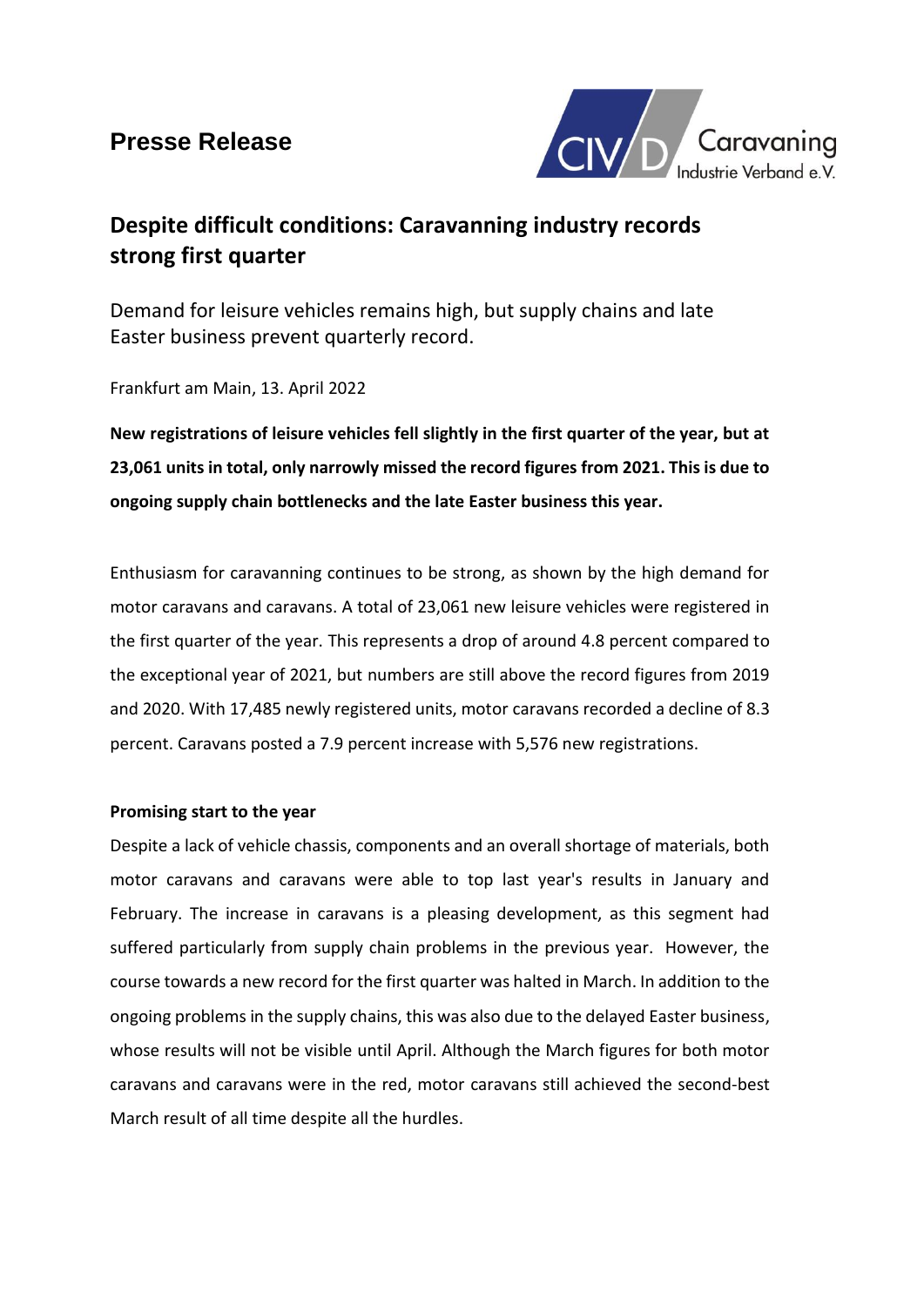**Presse Release**

# Despite difficult conditions: Caravanning industry records strong first quarter

Demand for leisure vehicles remains high, but supply chains and late Easter business prevent quarterly record.

Frankfurt am Main, 13. April 2022

**New registrations of leisure vehicles fell slightly in the first quarter of the year, but at 23,061 units in total, only narrowly missed the record figures from 2021. This is due to ongoing supply chain bottlenecks and the late Easter business this year.**

Enthusiasm for caravanning continues to be strong, as shown by the high demand for motor caravans and caravans. A total of 23,061 new leisure vehicles were registered in the first quarter of the year. This represents a drop of around 4.8 percent compared to the exceptional year of 2021, but numbers are still above the record figures from 2019 and 2020. With 17,485 newly registered units, motor caravans recorded a decline of 8.3 percent. Caravans posted a 7.9 percent increase with 5,576 new registrations.

**Promising start to the year**

Despite a lack of vehicle chassis, components and an overall shortage of materials, both motor caravans and caravans were able to top last year's results in January and February. The increase in caravans is a pleasing development, as this segment had suffered particularly from supply chain problems in the previous year. However, the course towards a new record for the first quarter was halted in March. In addition to the ongoing problems in the supply chains, this was also due to the delayed Easter business, whose results will not be visible until April. Although the March figures for both motor caravans and caravans were in the red, motor caravans still achieved the second-best March result of all time despite all the hurdles.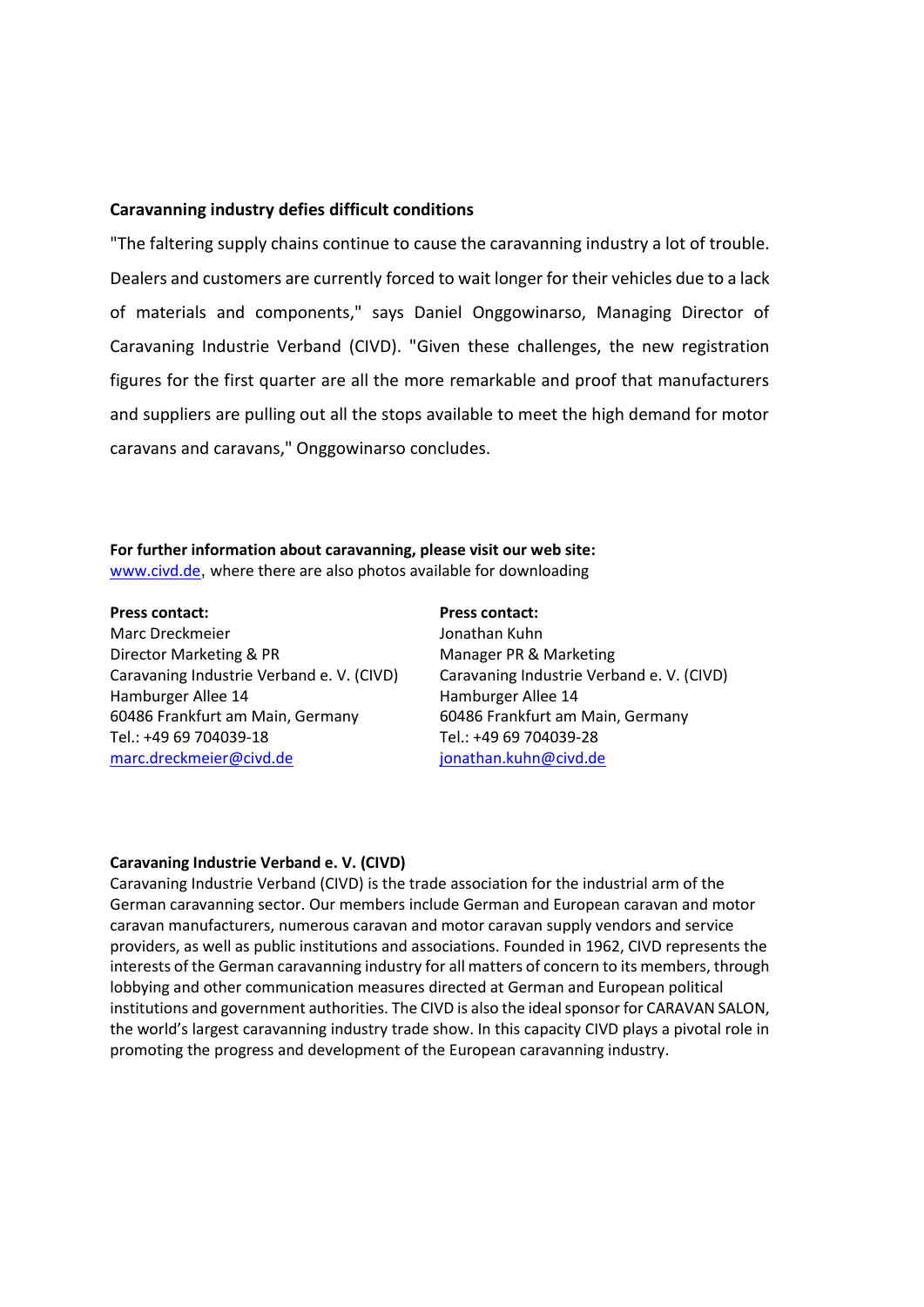**Caravanning industry defies difficult conditions**

"The faltering supply chains continue to cause the caravanning industry a lot of trouble. Dealers and customers are currently forced to wait longer for their vehicles due to a lack of materials and components," says Daniel Onggowinarso, Managing Director of Caravaning Industrie Verband (CIVD). "Given these challenges, the new registration figures for the first quarter are all the more remarkable and proof that manufacturers and suppliers are pulling out all the stops available to meet the high demand for motor caravans and caravans," Onggowinarso concludes.

**For further information about caravanning, please visit our web site:**
[www.civd.de](http://www.civd.de), where there are also photos available for downloading

**Press contact:**
Marc Dreckmeier
Director Marketing & PR
Caravaning Industrie Verband e. V. (CIVD)
Hamburger Allee 14
60486 Frankfurt am Main, Germany
Tel.: +49 69 704039-18
[marc.dreckmeier@civd.de](mailto:marc.dreckmeier@civd.de)

**Press contact:**
Jonathan Kuhn
Manager PR & Marketing
Caravaning Industrie Verband e. V. (CIVD)
Hamburger Allee 14
60486 Frankfurt am Main, Germany
Tel.: +49 69 704039-28
[jonathan.kuhn@civd.de](mailto:jonathan.kuhn@civd.de)

**Caravaning Industrie Verband e. V. (CIVD)**
Caravaning Industrie Verband (CIVD) is the trade association for the industrial arm of the German caravanning sector. Our members include German and European caravan and motor caravan manufacturers, numerous caravan and motor caravan supply vendors and service providers, as well as public institutions and associations. Founded in 1962, CIVD represents the interests of the German caravanning industry for all matters of concern to its members, through lobbying and other communication measures directed at German and European political institutions and government authorities. The CIVD is also the ideal sponsor for CARAVAN SALON, the world's largest caravanning industry trade show. In this capacity CIVD plays a pivotal role in promoting the progress and development of the European caravanning industry.